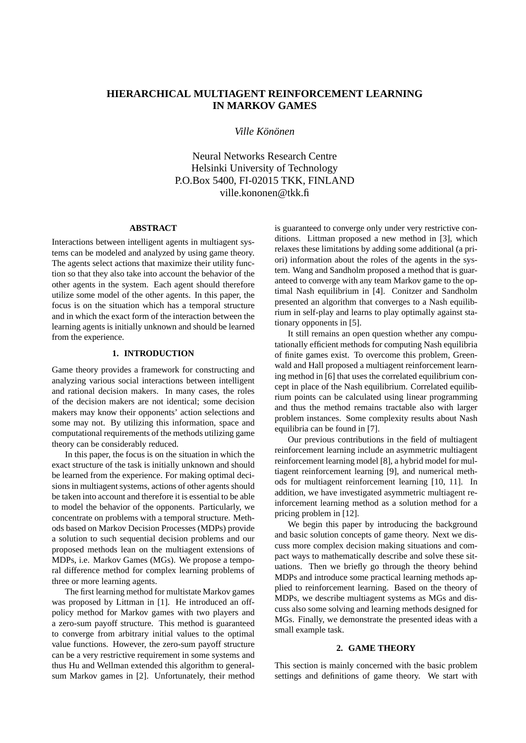# HIERARCHICAL MULTIAGENT REINFORCEMENT LEARNING IN MARKOV GAMES

*Ville Könönen*

Neural Networks Research Centre
Helsinki University of Technology
P.O.Box 5400, FI-02015 TKK, FINLAND
ville.kononen@tkk.fi

### ABSTRACT

Interactions between intelligent agents in multiagent systems can be modeled and analyzed by using game theory. The agents select actions that maximize their utility function so that they also take into account the behavior of the other agents in the system. Each agent should therefore utilize some model of the other agents. In this paper, the focus is on the situation which has a temporal structure and in which the exact form of the interaction between the learning agents is initially unknown and should be learned from the experience.

## 1. INTRODUCTION

Game theory provides a framework for constructing and analyzing various social interactions between intelligent and rational decision makers. In many cases, the roles of the decision makers are not identical; some decision makers may know their opponents' action selections and some may not. By utilizing this information, space and computational requirements of the methods utilizing game theory can be considerably reduced.

In this paper, the focus is on the situation in which the exact structure of the task is initially unknown and should be learned from the experience. For making optimal decisions in multiagent systems, actions of other agents should be taken into account and therefore it is essential to be able to model the behavior of the opponents. Particularly, we concentrate on problems with a temporal structure. Methods based on Markov Decision Processes (MDPs) provide a solution to such sequential decision problems and our proposed methods lean on the multiagent extensions of MDPs, i.e. Markov Games (MGs). We propose a temporal difference method for complex learning problems of three or more learning agents.

The first learning method for multistate Markov games was proposed by Littman in [1]. He introduced an off-policy method for Markov games with two players and a zero-sum payoff structure. This method is guaranteed to converge from arbitrary initial values to the optimal value functions. However, the zero-sum payoff structure can be a very restrictive requirement in some systems and thus Hu and Wellman extended this algorithm to general-sum Markov games in [2]. Unfortunately, their method is guaranteed to converge only under very restrictive conditions. Littman proposed a new method in [3], which relaxes these limitations by adding some additional (a priori) information about the roles of the agents in the system. Wang and Sandholm proposed a method that is guaranteed to converge with any team Markov game to the optimal Nash equilibrium in [4]. Conitzer and Sandholm presented an algorithm that converges to a Nash equilibrium in self-play and learns to play optimally against stationary opponents in [5].

It still remains an open question whether any computationally efficient methods for computing Nash equilibria of finite games exist. To overcome this problem, Greenwald and Hall proposed a multiagent reinforcement learning method in [6] that uses the correlated equilibrium concept in place of the Nash equilibrium. Correlated equilibrium points can be calculated using linear programming and thus the method remains tractable also with larger problem instances. Some complexity results about Nash equilibria can be found in [7].

Our previous contributions in the field of multiagent reinforcement learning include an asymmetric multiagent reinforcement learning model [8], a hybrid model for multiagent reinforcement learning [9], and numerical methods for multiagent reinforcement learning [10, 11]. In addition, we have investigated asymmetric multiagent reinforcement learning method as a solution method for a pricing problem in [12].

We begin this paper by introducing the background and basic solution concepts of game theory. Next we discuss more complex decision making situations and compact ways to mathematically describe and solve these situations. Then we briefly go through the theory behind MDPs and introduce some practical learning methods applied to reinforcement learning. Based on the theory of MDPs, we describe multiagent systems as MGs and discuss also some solving and learning methods designed for MGs. Finally, we demonstrate the presented ideas with a small example task.

## 2. GAME THEORY

This section is mainly concerned with the basic problem settings and definitions of game theory. We start with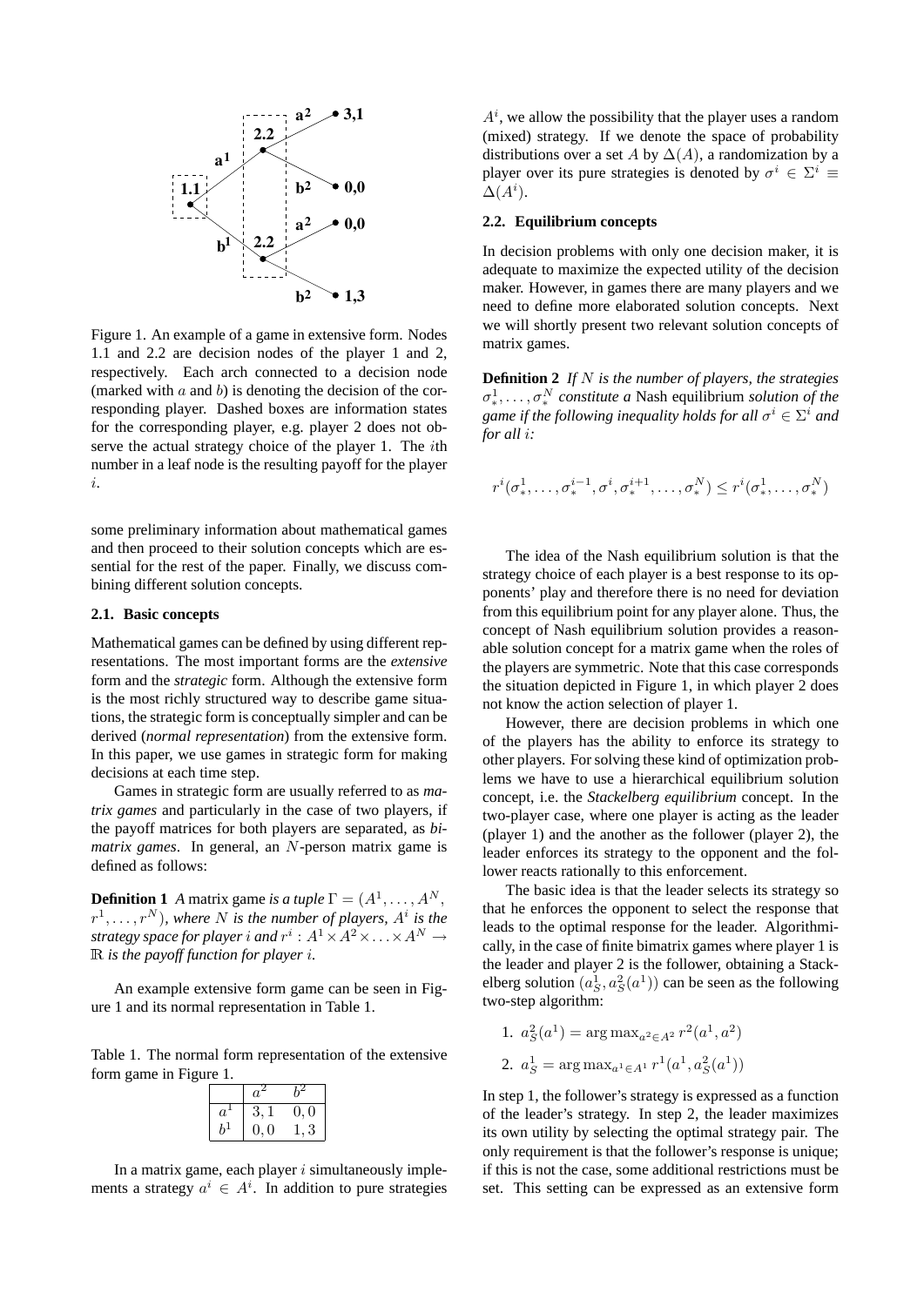Figure 1. An example of a game in extensive form. Nodes 1.1 and 2.2 are decision nodes of the player 1 and 2, respectively. Each arch connected to a decision node (marked with $a$ and $b$) is denoting the decision of the corresponding player. Dashed boxes are information states for the corresponding player, e.g. player 2 does not observe the actual strategy choice of the player 1. The $i$th number in a leaf node is the resulting payoff for the player $i$.

some preliminary information about mathematical games and then proceed to their solution concepts which are essential for the rest of the paper. Finally, we discuss combining different solution concepts.

### 2.1. Basic concepts

Mathematical games can be defined by using different representations. The most important forms are the *extensive* form and the *strategic* form. Although the extensive form is the most richly structured way to describe game situations, the strategic form is conceptually simpler and can be derived (*normal representation*) from the extensive form. In this paper, we use games in strategic form for making decisions at each time step.

Games in strategic form are usually referred to as *matrix games* and particularly in the case of two players, if the payoff matrices for both players are separated, as *bimatrix games*. In general, an $N$-person matrix game is defined as follows:

**Definition 1** *A* matrix game *is a tuple* $\Gamma = (A^1, \ldots, A^N, r^1, \ldots, r^N)$*, where* $N$ *is the number of players,* $A^i$ *is the strategy space for player* $i$ *and* $r^i : A^1 \times A^2 \times \ldots \times A^N \to \mathbb{R}$ *is the payoff function for player* $i$.

An example extensive form game can be seen in Figure 1 and its normal representation in Table 1.

Table 1. The normal form representation of the extensive form game in Figure 1.

|  | $a^2$ | $b^2$ |
|---|---|---|
| $a^1$ | $3,1$ | $0,0$ |
| $b^1$ | $0,0$ | $1,3$ |

In a matrix game, each player $i$ simultaneously implements a strategy $a^i \in A^i$. In addition to pure strategies $A^i$, we allow the possibility that the player uses a random (mixed) strategy. If we denote the space of probability distributions over a set $A$ by $\Delta(A)$, a randomization by a player over its pure strategies is denoted by $\sigma^i \in \Sigma^i \equiv \Delta(A^i)$.

### 2.2. Equilibrium concepts

In decision problems with only one decision maker, it is adequate to maximize the expected utility of the decision maker. However, in games there are many players and we need to define more elaborated solution concepts. Next we will shortly present two relevant solution concepts of matrix games.

**Definition 2** *If* $N$ *is the number of players, the strategies* $\sigma^1_*, \ldots, \sigma^N_*$ *constitute a* Nash equilibrium *solution of the game if the following inequality holds for all* $\sigma^i \in \Sigma^i$ *and for all* $i$*:*

$$r^i(\sigma^1_*, \ldots, \sigma^{i-1}_*, \sigma^i, \sigma^{i+1}_*, \ldots, \sigma^N_*) \leq r^i(\sigma^1_*, \ldots, \sigma^N_*)$$

The idea of the Nash equilibrium solution is that the strategy choice of each player is a best response to its opponents' play and therefore there is no need for deviation from this equilibrium point for any player alone. Thus, the concept of Nash equilibrium solution provides a reasonable solution concept for a matrix game when the roles of the players are symmetric. Note that this case corresponds the situation depicted in Figure 1, in which player 2 does not know the action selection of player 1.

However, there are decision problems in which one of the players has the ability to enforce its strategy to other players. For solving these kind of optimization problems we have to use a hierarchical equilibrium solution concept, i.e. the *Stackelberg equilibrium* concept. In the two-player case, where one player is acting as the leader (player 1) and the another as the follower (player 2), the leader enforces its strategy to the opponent and the follower reacts rationally to this enforcement.

The basic idea is that the leader selects its strategy so that he enforces the opponent to select the response that leads to the optimal response for the leader. Algorithmically, in the case of finite bimatrix games where player 1 is the leader and player 2 is the follower, obtaining a Stackelberg solution $(a^1_S, a^2_S(a^1))$ can be seen as the following two-step algorithm:

1. $a^2_S(a^1) = \arg\max_{a^2 \in A^2} r^2(a^1, a^2)$
2. $a^1_S = \arg\max_{a^1 \in A^1} r^1(a^1, a^2_S(a^1))$

In step 1, the follower's strategy is expressed as a function of the leader's strategy. In step 2, the leader maximizes its own utility by selecting the optimal strategy pair. The only requirement is that the follower's response is unique; if this is not the case, some additional restrictions must be set. This setting can be expressed as an extensive form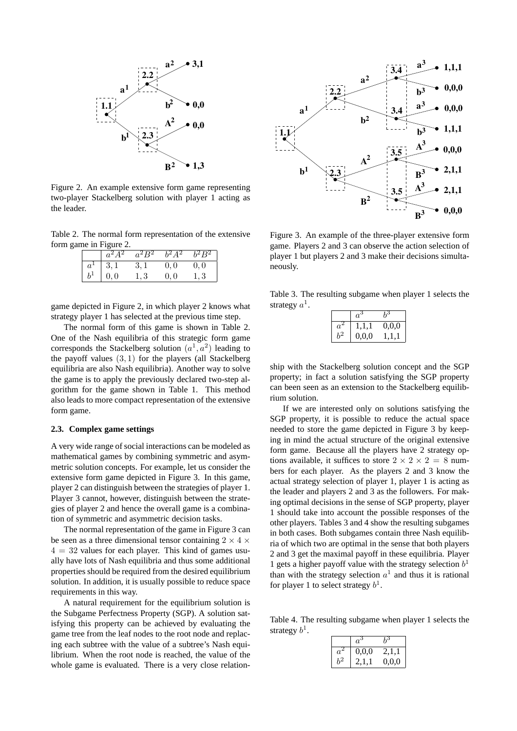Figure 2. An example extensive form game representing two-player Stackelberg solution with player 1 acting as the leader.

Table 2. The normal form representation of the extensive form game in Figure 2.

| | $a^2A^2$ | $a^2B^2$ | $b^2A^2$ | $b^2B^2$ |
|---|---|---|---|---|
| $a^1$ | $3,1$ | $3,1$ | $0,0$ | $0,0$ |
| $b^1$ | $0,0$ | $1,3$ | $0,0$ | $1,3$ |

game depicted in Figure 2, in which player 2 knows what strategy player 1 has selected at the previous time step.

The normal form of this game is shown in Table 2. One of the Nash equilibria of this strategic form game corresponds the Stackelberg solution $(a^1, a^2)$ leading to the payoff values $(3, 1)$ for the players (all Stackelberg equilibria are also Nash equilibria). Another way to solve the game is to apply the previously declared two-step algorithm for the game shown in Table 1. This method also leads to more compact representation of the extensive form game.

### 2.3. Complex game settings

A very wide range of social interactions can be modeled as mathematical games by combining symmetric and asymmetric solution concepts. For example, let us consider the extensive form game depicted in Figure 3. In this game, player 2 can distinguish between the strategies of player 1. Player 3 cannot, however, distinguish between the strategies of player 2 and hence the overall game is a combination of symmetric and asymmetric decision tasks.

The normal representation of the game in Figure 3 can be seen as a three dimensional tensor containing $2 \times 4 \times 4 = 32$ values for each player. This kind of games usually have lots of Nash equilibria and thus some additional properties should be required from the desired equilibrium solution. In addition, it is usually possible to reduce space requirements in this way.

A natural requirement for the equilibrium solution is the Subgame Perfectness Property (SGP). A solution satisfying this property can be achieved by evaluating the game tree from the leaf nodes to the root node and replacing each subtree with the value of a subtree's Nash equilibrium. When the root node is reached, the value of the whole game is evaluated. There is a very close relationship with the Stackelberg solution concept and the SGP property; in fact a solution satisfying the SGP property can been seen as an extension to the Stackelberg equilibrium solution.

Figure 3. An example of the three-player extensive form game. Players 2 and 3 can observe the action selection of player 1 but players 2 and 3 make their decisions simultaneously.

Table 3. The resulting subgame when player 1 selects the strategy $a^1$.

| | $a^3$ | $b^3$ |
|---|---|---|
| $a^2$ | 1,1,1 | 0,0,0 |
| $b^2$ | 0,0,0 | 1,1,1 |

If we are interested only on solutions satisfying the SGP property, it is possible to reduce the actual space needed to store the game depicted in Figure 3 by keeping in mind the actual structure of the original extensive form game. Because all the players have 2 strategy options available, it suffices to store $2 \times 2 \times 2 = 8$ numbers for each player. As the players 2 and 3 know the actual strategy selection of player 1, player 1 is acting as the leader and players 2 and 3 as the followers. For making optimal decisions in the sense of SGP property, player 1 should take into account the possible responses of the other players. Tables 3 and 4 show the resulting subgames in both cases. Both subgames contain three Nash equilibria of which two are optimal in the sense that both players 2 and 3 get the maximal payoff in these equilibria. Player 1 gets a higher payoff value with the strategy selection $b^1$ than with the strategy selection $a^1$ and thus it is rational for player 1 to select strategy $b^1$.

Table 4. The resulting subgame when player 1 selects the strategy $b^1$.

| | $a^3$ | $b^3$ |
|---|---|---|
| $a^2$ | 0,0,0 | 2,1,1 |
| $b^2$ | 2,1,1 | 0,0,0 |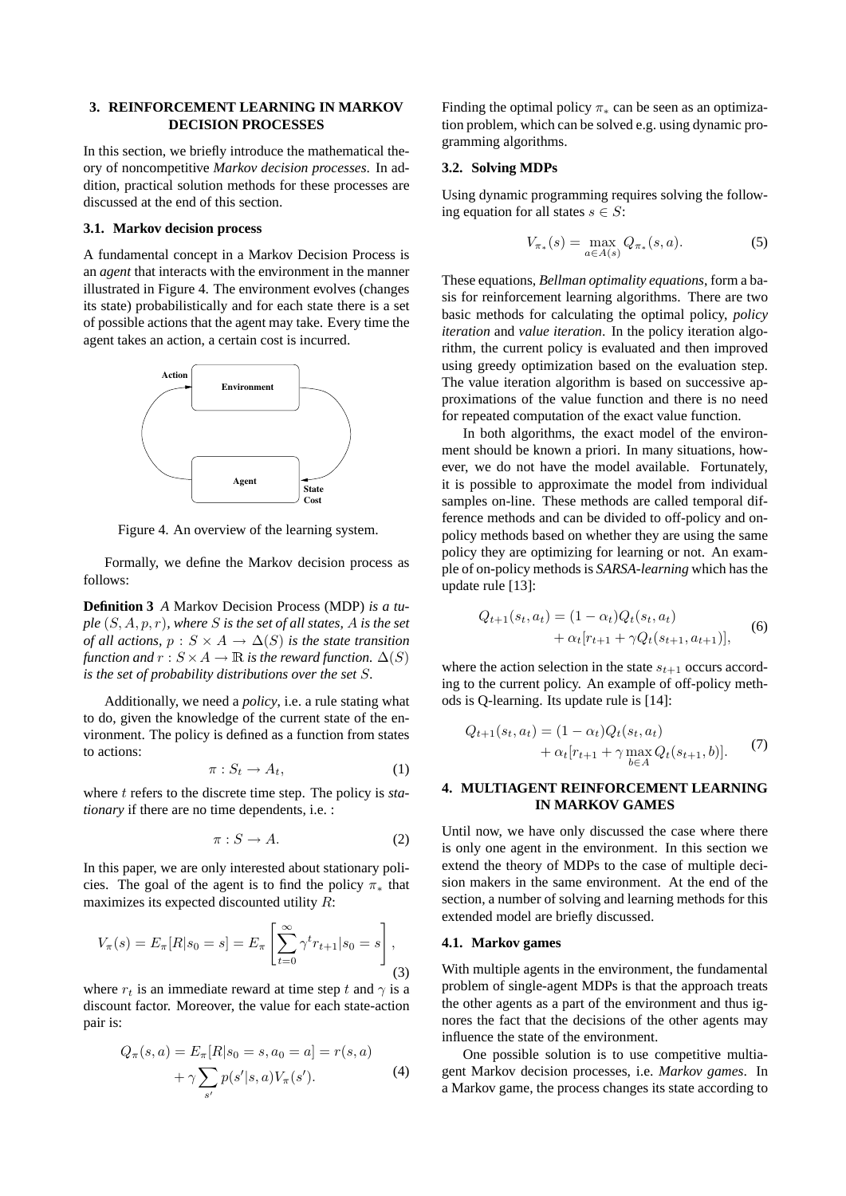## 3. REINFORCEMENT LEARNING IN MARKOV DECISION PROCESSES

In this section, we briefly introduce the mathematical theory of noncompetitive *Markov decision processes*. In addition, practical solution methods for these processes are discussed at the end of this section.

### 3.1. Markov decision process

A fundamental concept in a Markov Decision Process is an *agent* that interacts with the environment in the manner illustrated in Figure 4. The environment evolves (changes its state) probabilistically and for each state there is a set of possible actions that the agent may take. Every time the agent takes an action, a certain cost is incurred.

Figure 4. An overview of the learning system.

Formally, we define the Markov decision process as follows:

**Definition 3** *A* Markov Decision Process (MDP) *is a tuple* $(S, A, p, r)$*, where* $S$ *is the set of all states,* $A$ *is the set of all actions,* $p : S \times A \rightarrow \Delta(S)$ *is the state transition function and* $r : S \times A \rightarrow \mathbb{R}$ *is the reward function.* $\Delta(S)$ *is the set of probability distributions over the set* $S$*.*

Additionally, we need a *policy*, i.e. a rule stating what to do, given the knowledge of the current state of the environment. The policy is defined as a function from states to actions:

$$\pi : S_t \rightarrow A_t, \tag{1}$$

where $t$ refers to the discrete time step. The policy is *stationary* if there are no time dependents, i.e. :

$$\pi : S \rightarrow A. \tag{2}$$

In this paper, we are only interested about stationary policies. The goal of the agent is to find the policy $\pi_*$ that maximizes its expected discounted utility $R$:

$$V_\pi(s) = E_\pi[R|s_0 = s] = E_\pi\left[\sum_{t=0}^{\infty} \gamma^t r_{t+1}|s_0 = s\right], \tag{3}$$

where $r_t$ is an immediate reward at time step $t$ and $\gamma$ is a discount factor. Moreover, the value for each state-action pair is:

$$Q_\pi(s, a) = E_\pi[R|s_0 = s, a_0 = a] = r(s, a) + \gamma \sum_{s'} p(s'|s, a) V_\pi(s'). \tag{4}$$

Finding the optimal policy $\pi_*$ can be seen as an optimization problem, which can be solved e.g. using dynamic programming algorithms.

### 3.2. Solving MDPs

Using dynamic programming requires solving the following equation for all states $s \in S$:

$$V_{\pi_*}(s) = \max_{a \in A(s)} Q_{\pi_*}(s, a). \tag{5}$$

These equations, *Bellman optimality equations*, form a basis for reinforcement learning algorithms. There are two basic methods for calculating the optimal policy, *policy iteration* and *value iteration*. In the policy iteration algorithm, the current policy is evaluated and then improved using greedy optimization based on the evaluation step. The value iteration algorithm is based on successive approximations of the value function and there is no need for repeated computation of the exact value function.

In both algorithms, the exact model of the environment should be known a priori. In many situations, however, we do not have the model available. Fortunately, it is possible to approximate the model from individual samples on-line. These methods are called temporal difference methods and can be divided to off-policy and on-policy methods based on whether they are using the same policy they are optimizing for learning or not. An example of on-policy methods is *SARSA-learning* which has the update rule [13]:

$$Q_{t+1}(s_t, a_t) = (1 - \alpha_t) Q_t(s_t, a_t) + \alpha_t[r_{t+1} + \gamma Q_t(s_{t+1}, a_{t+1})], \tag{6}$$

where the action selection in the state $s_{t+1}$ occurs according to the current policy. An example of off-policy methods is Q-learning. Its update rule is [14]:

$$Q_{t+1}(s_t, a_t) = (1 - \alpha_t) Q_t(s_t, a_t) + \alpha_t[r_{t+1} + \gamma \max_{b \in A} Q_t(s_{t+1}, b)]. \tag{7}$$

## 4. MULTIAGENT REINFORCEMENT LEARNING IN MARKOV GAMES

Until now, we have only discussed the case where there is only one agent in the environment. In this section we extend the theory of MDPs to the case of multiple decision makers in the same environment. At the end of the section, a number of solving and learning methods for this extended model are briefly discussed.

### 4.1. Markov games

With multiple agents in the environment, the fundamental problem of single-agent MDPs is that the approach treats the other agents as a part of the environment and thus ignores the fact that the decisions of the other agents may influence the state of the environment.

One possible solution is to use competitive multiagent Markov decision processes, i.e. *Markov games*. In a Markov game, the process changes its state according to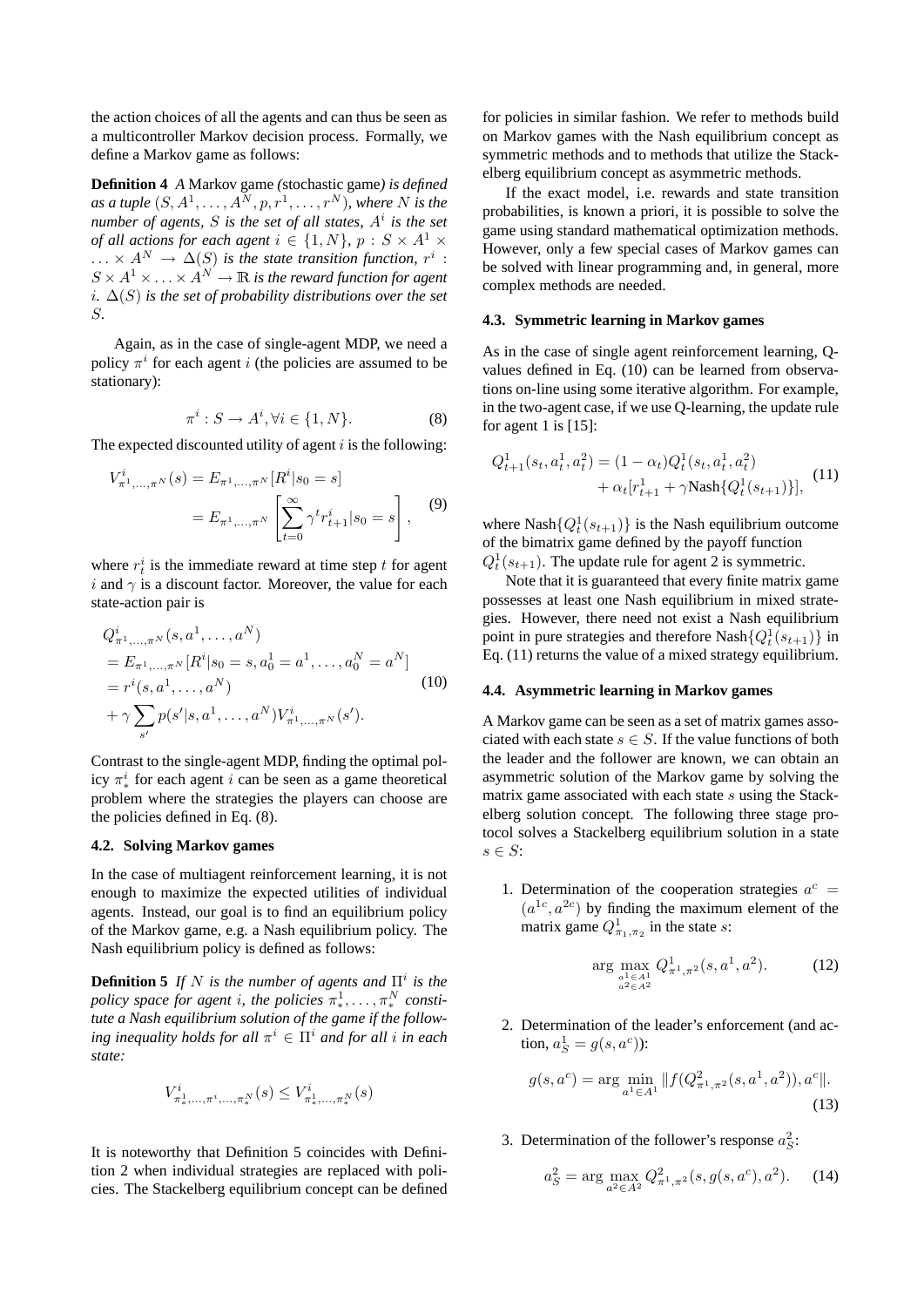the action choices of all the agents and can thus be seen as a multicontroller Markov decision process. Formally, we define a Markov game as follows:

**Definition 4** *A* Markov game *(*stochastic game*) is defined as a tuple* $(S, A^1, \ldots, A^N, p, r^1, \ldots, r^N)$*, where* $N$ *is the number of agents,* $S$ *is the set of all states,* $A^i$ *is the set of all actions for each agent* $i \in \{1, N\}$*,* $p : S \times A^1 \times \ldots \times A^N \to \Delta(S)$ *is the state transition function,* $r^i : S \times A^1 \times \ldots \times A^N \to \mathbb{R}$ *is the reward function for agent* $i$*.* $\Delta(S)$ *is the set of probability distributions over the set* $S$*.*

Again, as in the case of single-agent MDP, we need a policy $\pi^i$ for each agent $i$ (the policies are assumed to be stationary):

$$\pi^i : S \to A^i, \forall i \in \{1, N\}. \tag{8}$$

The expected discounted utility of agent $i$ is the following:

$$\begin{aligned} V^i_{\pi^1,\ldots,\pi^N}(s) &= E_{\pi^1,\ldots,\pi^N}[R^i|s_0 = s] \\ &= E_{\pi^1,\ldots,\pi^N}\left[\sum_{t=0}^{\infty} \gamma^t r^i_{t+1} | s_0 = s\right], \end{aligned} \tag{9}$$

where $r^i_t$ is the immediate reward at time step $t$ for agent $i$ and $\gamma$ is a discount factor. Moreover, the value for each state-action pair is

$$\begin{aligned} &Q^i_{\pi^1,\ldots,\pi^N}(s, a^1, \ldots, a^N) \\ &= E_{\pi^1,\ldots,\pi^N}[R^i|s_0 = s, a^1_0 = a^1, \ldots, a^N_0 = a^N] \\ &= r^i(s, a^1, \ldots, a^N) \\ &+ \gamma \sum_{s'} p(s'|s, a^1, \ldots, a^N) V^i_{\pi^1,\ldots,\pi^N}(s'). \end{aligned} \tag{10}$$

Contrast to the single-agent MDP, finding the optimal policy $\pi^i_*$ for each agent $i$ can be seen as a game theoretical problem where the strategies the players can choose are the policies defined in Eq. (8).

### 4.2. Solving Markov games

In the case of multiagent reinforcement learning, it is not enough to maximize the expected utilities of individual agents. Instead, our goal is to find an equilibrium policy of the Markov game, e.g. a Nash equilibrium policy. The Nash equilibrium policy is defined as follows:

**Definition 5** *If* $N$ *is the number of agents and* $\Pi^i$ *is the policy space for agent* $i$*, the policies* $\pi^1_*, \ldots, \pi^N_*$ *constitute a Nash equilibrium solution of the game if the following inequality holds for all* $\pi^i \in \Pi^i$ *and for all* $i$ *in each state:*

$$V^i_{\pi^1_*,\ldots,\pi^i,\ldots,\pi^N_*}(s) \leq V^i_{\pi^1_*,\ldots,\pi^N_*}(s)$$

It is noteworthy that Definition 5 coincides with Definition 2 when individual strategies are replaced with policies. The Stackelberg equilibrium concept can be defined for policies in similar fashion. We refer to methods build on Markov games with the Nash equilibrium concept as symmetric methods and to methods that utilize the Stackelberg equilibrium concept as asymmetric methods.

If the exact model, i.e. rewards and state transition probabilities, is known a priori, it is possible to solve the game using standard mathematical optimization methods. However, only a few special cases of Markov games can be solved with linear programming and, in general, more complex methods are needed.

### 4.3. Symmetric learning in Markov games

As in the case of single agent reinforcement learning, Q-values defined in Eq. (10) can be learned from observations on-line using some iterative algorithm. For example, in the two-agent case, if we use Q-learning, the update rule for agent 1 is [15]:

$$\begin{aligned} Q^1_{t+1}(s_t, a^1_t, a^2_t) &= (1 - \alpha_t) Q^1_t(s_t, a^1_t, a^2_t) \\ &+ \alpha_t[r^1_{t+1} + \gamma \text{Nash}\{Q^1_t(s_{t+1})\}], \end{aligned} \tag{11}$$

where $\text{Nash}\{Q^1_t(s_{t+1})\}$ is the Nash equilibrium outcome of the bimatrix game defined by the payoff function $Q^1_t(s_{t+1})$. The update rule for agent 2 is symmetric.

Note that it is guaranteed that every finite matrix game possesses at least one Nash equilibrium in mixed strategies. However, there need not exist a Nash equilibrium point in pure strategies and therefore $\text{Nash}\{Q^1_t(s_{t+1})\}$ in Eq. (11) returns the value of a mixed strategy equilibrium.

### 4.4. Asymmetric learning in Markov games

A Markov game can be seen as a set of matrix games associated with each state $s \in S$. If the value functions of both the leader and the follower are known, we can obtain an asymmetric solution of the Markov game by solving the matrix game associated with each state $s$ using the Stackelberg solution concept. The following three stage protocol solves a Stackelberg equilibrium solution in a state $s \in S$:

1. Determination of the cooperation strategies $a^c = (a^{1c}, a^{2c})$ by finding the maximum element of the matrix game $Q^1_{\pi_1,\pi_2}$ in the state $s$:

$$\arg \max_{\substack{a^1 \in A^1 \\ a^2 \in A^2}} Q^1_{\pi^1,\pi^2}(s, a^1, a^2). \tag{12}$$

2. Determination of the leader's enforcement (and action, $a^1_S = g(s, a^c)$):

$$g(s, a^c) = \arg \min_{a^1 \in A^1} \|f(Q^2_{\pi^1,\pi^2}(s, a^1, a^2)), a^c\|. \tag{13}$$

3. Determination of the follower's response $a^2_S$:

$$a^2_S = \arg \max_{a^2 \in A^2} Q^2_{\pi^1,\pi^2}(s, g(s, a^c), a^2). \tag{14}$$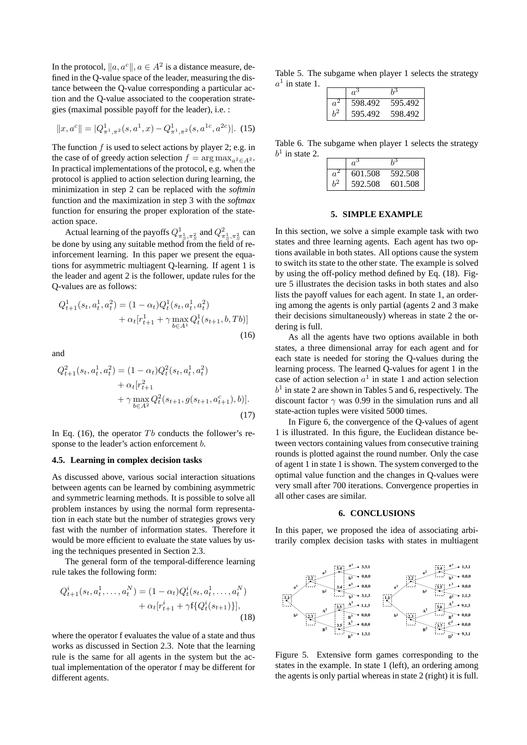In the protocol, $\|a, a^c\|, a \in A^2$ is a distance measure, defined in the Q-value space of the leader, measuring the distance between the Q-value corresponding a particular action and the Q-value associated to the cooperation strategies (maximal possible payoff for the leader), i.e. :

$$\|x, a^c\| = |Q^1_{\pi^1,\pi^2}(s, a^1, x) - Q^1_{\pi^1,\pi^2}(s, a^{1c}, a^{2c})|. \quad (15)$$

The function $f$ is used to select actions by player 2; e.g. in the case of of greedy action selection $f = \arg\max_{a^2 \in A^2}$. In practical implementations of the protocol, e.g. when the protocol is applied to action selection during learning, the minimization in step 2 can be replaced with the *softmin* function and the maximization in step 3 with the *softmax* function for ensuring the proper exploration of the state-action space.

Actual learning of the payoffs $Q^1_{\pi^1_S,\pi^2_S}$ and $Q^2_{\pi^1_S,\pi^2_S}$ can be done by using any suitable method from the field of reinforcement learning. In this paper we present the equations for asymmetric multiagent Q-learning. If agent 1 is the leader and agent 2 is the follower, update rules for the Q-values are as follows:

$$\begin{aligned} Q^1_{t+1}(s_t, a^1_t, a^2_t) &= (1 - \alpha_t) Q^1_t(s_t, a^1_t, a^2_t) \\ &+ \alpha_t [r^1_{t+1} + \gamma \max_{b \in A^1} Q^1_t(s_{t+1}, b, Tb)] \end{aligned} \quad (16)$$

and

$$\begin{aligned} Q^2_{t+1}(s_t, a^1_t, a^2_t) &= (1 - \alpha_t) Q^2_t(s_t, a^1_t, a^2_t) \\ &+ \alpha_t [r^2_{t+1} \\ &+ \gamma \max_{b \in A^2} Q^2_t(s_{t+1}, g(s_{t+1}, a^c_{t+1}), b)]. \end{aligned} \quad (17)$$

In Eq. (16), the operator $Tb$ conducts the follower's response to the leader's action enforcement $b$.

### 4.5. Learning in complex decision tasks

As discussed above, various social interaction situations between agents can be learned by combining asymmetric and symmetric learning methods. It is possible to solve all problem instances by using the normal form representation in each state but the number of strategies grows very fast with the number of information states. Therefore it would be more efficient to evaluate the state values by using the techniques presented in Section 2.3.

The general form of the temporal-difference learning rule takes the following form:

$$\begin{aligned} Q^i_{t+1}(s_t, a^1_t, \ldots, a^N_t) &= (1 - \alpha_t) Q^i_t(s_t, a^1_t, \ldots, a^N_t) \\ &+ \alpha_t [r^i_{t+1} + \gamma \mathrm{f}\{Q^i_t(s_{t+1})\}], \end{aligned} \quad (18)$$

where the operator f evaluates the value of a state and thus works as discussed in Section 2.3. Note that the learning rule is the same for all agents in the system but the actual implementation of the operator f may be different for different agents.

Table 5. The subgame when player 1 selects the strategy $a^1$ in state 1.

| | $a^3$ | $b^3$ |
|---|---|---|
| $a^2$ | 598.492 | 595.492 |
| $b^2$ | 595.492 | 598.492 |

Table 6. The subgame when player 1 selects the strategy $b^1$ in state 2.

| | $a^3$ | $b^3$ |
|---|---|---|
| $a^2$ | 601.508 | 592.508 |
| $b^2$ | 592.508 | 601.508 |

## 5. SIMPLE EXAMPLE

In this section, we solve a simple example task with two states and three learning agents. Each agent has two options available in both states. All options cause the system to switch its state to the other state. The example is solved by using the off-policy method defined by Eq. (18). Figure 5 illustrates the decision tasks in both states and also lists the payoff values for each agent. In state 1, an ordering among the agents is only partial (agents 2 and 3 make their decisions simultaneously) whereas in state 2 the ordering is full.

As all the agents have two options available in both states, a three dimensional array for each agent and for each state is needed for storing the Q-values during the learning process. The learned Q-values for agent 1 in the case of action selection $a^1$ in state 1 and action selection $b^1$ in state 2 are shown in Tables 5 and 6, respectively. The discount factor $\gamma$ was 0.99 in the simulation runs and all state-action tuples were visited 5000 times.

In Figure 6, the convergence of the Q-values of agent 1 is illustrated. In this figure, the Euclidean distance between vectors containing values from consecutive training rounds is plotted against the round number. Only the case of agent 1 in state 1 is shown. The system converged to the optimal value function and the changes in Q-values were very small after 700 iterations. Convergence properties in all other cases are similar.

## 6. CONCLUSIONS

In this paper, we proposed the idea of associating arbitrarily complex decision tasks with states in multiagent

Figure 5. Extensive form games corresponding to the states in the example. In state 1 (left), an ordering among the agents is only partial whereas in state 2 (right) it is full.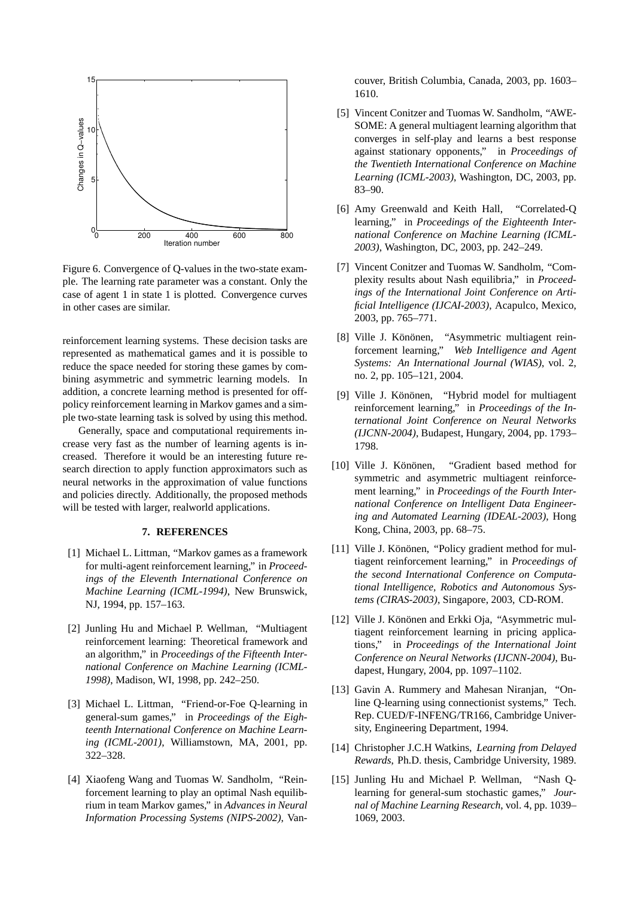15

10

5

0

Changes in Q−values

0 200 400 600 800

Iteration number

Figure 6. Convergence of Q-values in the two-state example. The learning rate parameter was a constant. Only the case of agent 1 in state 1 is plotted. Convergence curves in other cases are similar.

reinforcement learning systems. These decision tasks are represented as mathematical games and it is possible to reduce the space needed for storing these games by combining asymmetric and symmetric learning models. In addition, a concrete learning method is presented for off-policy reinforcement learning in Markov games and a simple two-state learning task is solved by using this method.

Generally, space and computational requirements increase very fast as the number of learning agents is increased. Therefore it would be an interesting future research direction to apply function approximators such as neural networks in the approximation of value functions and policies directly. Additionally, the proposed methods will be tested with larger, realworld applications.

## 7. REFERENCES

[1] Michael L. Littman, "Markov games as a framework for multi-agent reinforcement learning," in *Proceedings of the Eleventh International Conference on Machine Learning (ICML-1994)*, New Brunswick, NJ, 1994, pp. 157–163.

[2] Junling Hu and Michael P. Wellman, "Multiagent reinforcement learning: Theoretical framework and an algorithm," in *Proceedings of the Fifteenth International Conference on Machine Learning (ICML-1998)*, Madison, WI, 1998, pp. 242–250.

[3] Michael L. Littman, "Friend-or-Foe Q-learning in general-sum games," in *Proceedings of the Eighteenth International Conference on Machine Learning (ICML-2001)*, Williamstown, MA, 2001, pp. 322–328.

[4] Xiaofeng Wang and Tuomas W. Sandholm, "Reinforcement learning to play an optimal Nash equilibrium in team Markov games," in *Advances in Neural Information Processing Systems (NIPS-2002)*, Vancouver, British Columbia, Canada, 2003, pp. 1603–1610.

[5] Vincent Conitzer and Tuomas W. Sandholm, "AWESOME: A general multiagent learning algorithm that converges in self-play and learns a best response against stationary opponents," in *Proceedings of the Twentieth International Conference on Machine Learning (ICML-2003)*, Washington, DC, 2003, pp. 83–90.

[6] Amy Greenwald and Keith Hall, "Correlated-Q learning," in *Proceedings of the Eighteenth International Conference on Machine Learning (ICML-2003)*, Washington, DC, 2003, pp. 242–249.

[7] Vincent Conitzer and Tuomas W. Sandholm, "Complexity results about Nash equilibria," in *Proceedings of the International Joint Conference on Artificial Intelligence (IJCAI-2003)*, Acapulco, Mexico, 2003, pp. 765–771.

[8] Ville J. Könönen, "Asymmetric multiagent reinforcement learning," *Web Intelligence and Agent Systems: An International Journal (WIAS)*, vol. 2, no. 2, pp. 105–121, 2004.

[9] Ville J. Könönen, "Hybrid model for multiagent reinforcement learning," in *Proceedings of the International Joint Conference on Neural Networks (IJCNN-2004)*, Budapest, Hungary, 2004, pp. 1793–1798.

[10] Ville J. Könönen, "Gradient based method for symmetric and asymmetric multiagent reinforcement learning," in *Proceedings of the Fourth International Conference on Intelligent Data Engineering and Automated Learning (IDEAL-2003)*, Hong Kong, China, 2003, pp. 68–75.

[11] Ville J. Könönen, "Policy gradient method for multiagent reinforcement learning," in *Proceedings of the second International Conference on Computational Intelligence, Robotics and Autonomous Systems (CIRAS-2003)*, Singapore, 2003, CD-ROM.

[12] Ville J. Könönen and Erkki Oja, "Asymmetric multiagent reinforcement learning in pricing applications," in *Proceedings of the International Joint Conference on Neural Networks (IJCNN-2004)*, Budapest, Hungary, 2004, pp. 1097–1102.

[13] Gavin A. Rummery and Mahesan Niranjan, "On-line Q-learning using connectionist systems," Tech. Rep. CUED/F-INFENG/TR166, Cambridge University, Engineering Department, 1994.

[14] Christopher J.C.H Watkins, *Learning from Delayed Rewards*, Ph.D. thesis, Cambridge University, 1989.

[15] Junling Hu and Michael P. Wellman, "Nash Q-learning for general-sum stochastic games," *Journal of Machine Learning Research*, vol. 4, pp. 1039–1069, 2003.